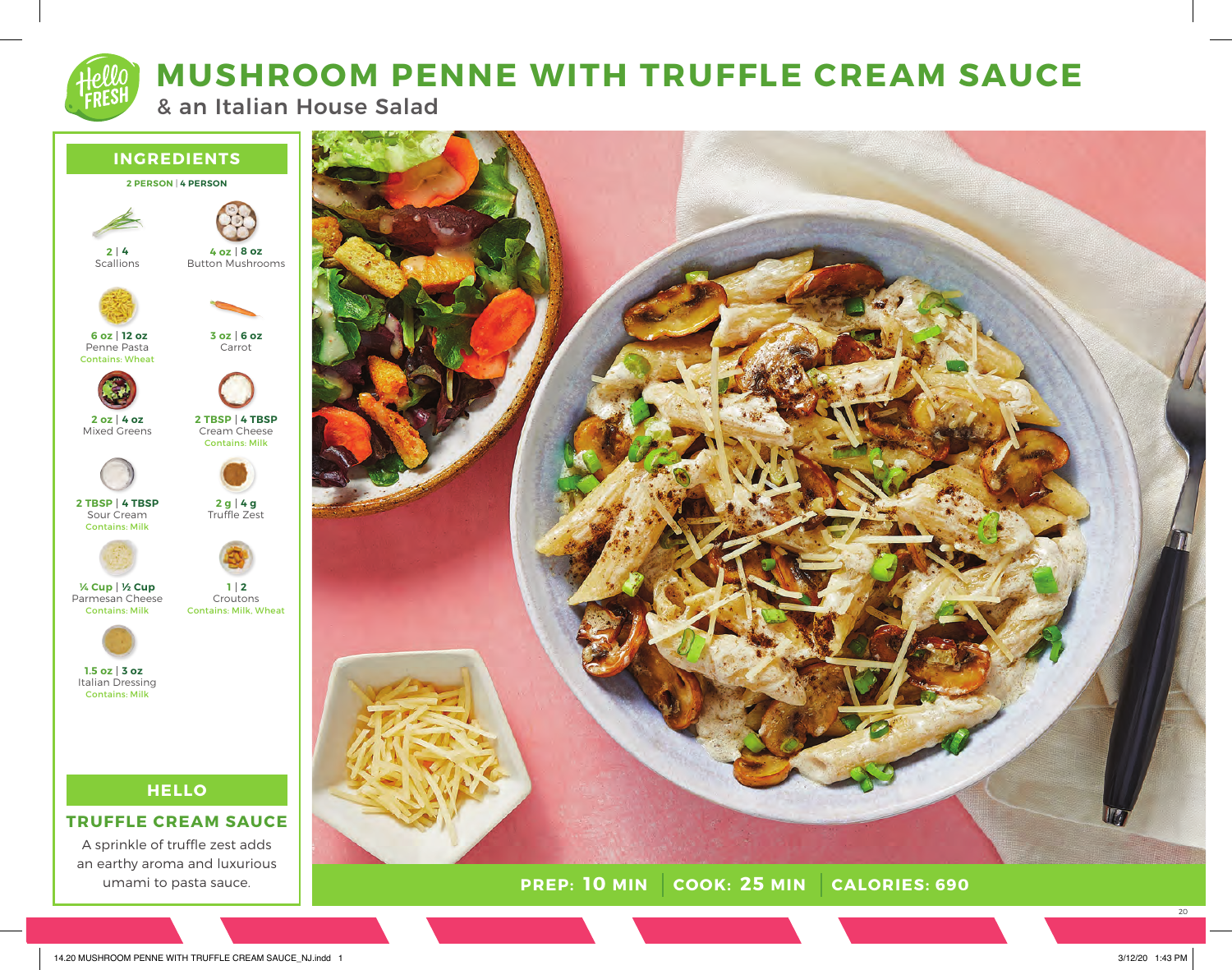# MUSHROOM PENNE WITH TRUFFLE CREAM SAUCE

## & an Italian House Salad

## INGREDIENTS

**2 PERSON | 4 PERSON**

- **2 | 4** Scallions
- **4 oz | 8 oz** Button Mushrooms
- **6 oz | 12 oz** Penne Pasta — Contains: Wheat
- **3 oz | 6 oz** Carrot
- **2 oz | 4 oz** Mixed Greens
- **2 TBSP | 4 TBSP** Cream Cheese — Contains: Milk
- **2 TBSP | 4 TBSP** Sour Cream — Contains: Milk
- **2 g | 4 g** Truffle Zest
- **¼ Cup | ½ Cup** Parmesan Cheese — Contains: Milk
- **1 | 2** Croutons — Contains: Milk, Wheat
- **1.5 oz | 3 oz** Italian Dressing — Contains: Milk

## HELLO

### TRUFFLE CREAM SAUCE

A sprinkle of truffle zest adds an earthy aroma and luxurious umami to pasta sauce.

**PREP: 10 MIN | COOK: 25 MIN | CALORIES: 690**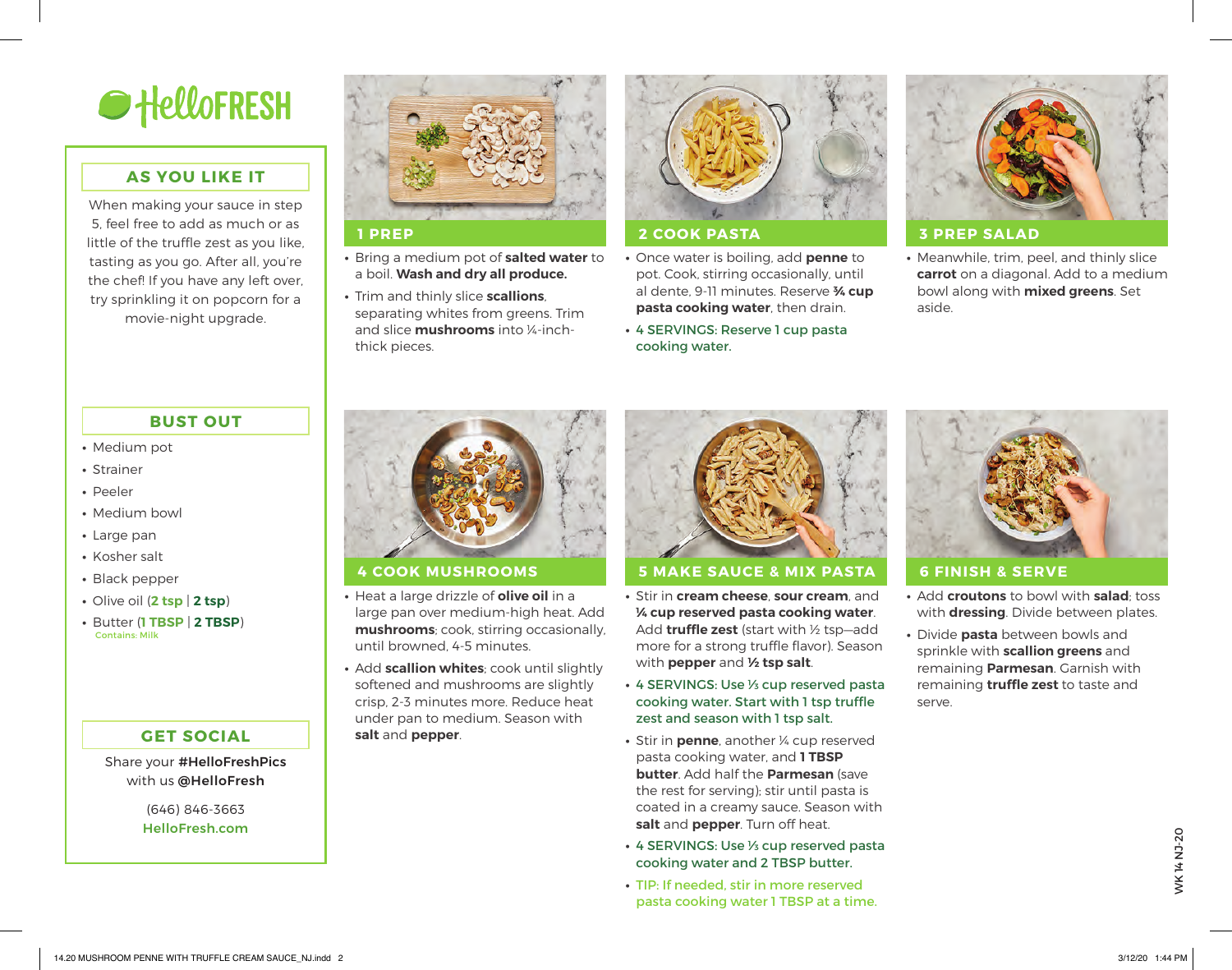# HelloFRESH

## AS YOU LIKE IT

When making your sauce in step 5, feel free to add as much or as little of the truffle zest as you like, tasting as you go. After all, you're the chef! If you have any left over, try sprinkling it on popcorn for a movie-night upgrade.

## BUST OUT

- Medium pot
- Strainer
- Peeler
- Medium bowl
- Large pan
- Kosher salt
- Black pepper
- Olive oil (**2 tsp** | **2 tsp**)
- Butter (**1 TBSP** | **2 TBSP**)
  Contains: Milk

## GET SOCIAL

Share your **#HelloFreshPics** with us **@HelloFresh**

(646) 846-3663
HelloFresh.com

## 1 PREP

- Bring a medium pot of **salted water** to a boil. **Wash and dry all produce.**
- Trim and thinly slice **scallions**, separating whites from greens. Trim and slice **mushrooms** into ¼-inch-thick pieces.

## 2 COOK PASTA

- Once water is boiling, add **penne** to pot. Cook, stirring occasionally, until al dente, 9-11 minutes. Reserve **¾ cup pasta cooking water**, then drain.
- 4 SERVINGS: Reserve 1 cup pasta cooking water.

## 3 PREP SALAD

- Meanwhile, trim, peel, and thinly slice **carrot** on a diagonal. Add to a medium bowl along with **mixed greens**. Set aside.

## 4 COOK MUSHROOMS

- Heat a large drizzle of **olive oil** in a large pan over medium-high heat. Add **mushrooms**; cook, stirring occasionally, until browned, 4-5 minutes.
- Add **scallion whites**; cook until slightly softened and mushrooms are slightly crisp, 2-3 minutes more. Reduce heat under pan to medium. Season with **salt** and **pepper**.

## 5 MAKE SAUCE & MIX PASTA

- Stir in **cream cheese**, **sour cream**, and **¼ cup reserved pasta cooking water**. Add **truffle zest** (start with ½ tsp—add more for a strong truffle flavor). Season with **pepper** and **½ tsp salt**.
- 4 SERVINGS: Use ⅓ cup reserved pasta cooking water. Start with 1 tsp truffle zest and season with 1 tsp salt.
- Stir in **penne**, another ¼ cup reserved pasta cooking water, and **1 TBSP butter**. Add half the **Parmesan** (save the rest for serving); stir until pasta is coated in a creamy sauce. Season with **salt** and **pepper**. Turn off heat.
- 4 SERVINGS: Use ⅓ cup reserved pasta cooking water and 2 TBSP butter.
- TIP: If needed, stir in more reserved pasta cooking water 1 TBSP at a time.

## 6 FINISH & SERVE

- Add **croutons** to bowl with **salad**; toss with **dressing**. Divide between plates.
- Divide **pasta** between bowls and sprinkle with **scallion greens** and remaining **Parmesan**. Garnish with remaining **truffle zest** to taste and serve.

WK 14 NJ-20